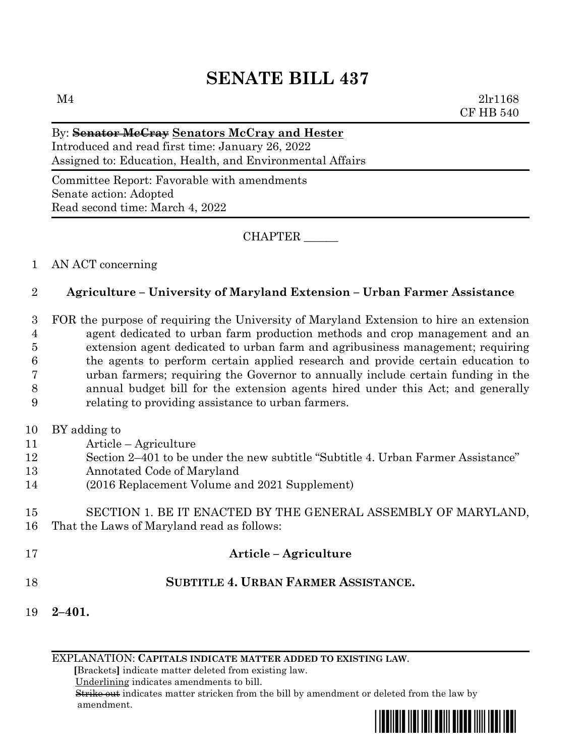# SENATE BILL 437

M4 2lr1168
CF HB 540

By: ~~Senator McCray~~ <u>Senators McCray and Hester</u>
Introduced and read first time: January 26, 2022
Assigned to: Education, Health, and Environmental Affairs

Committee Report: Favorable with amendments
Senate action: Adopted
Read second time: March 4, 2022

CHAPTER ______

1 AN ACT concerning

2 **Agriculture – University of Maryland Extension – Urban Farmer Assistance**

3 FOR the purpose of requiring the University of Maryland Extension to hire an extension
4 agent dedicated to urban farm production methods and crop management and an
5 extension agent dedicated to urban farm and agribusiness management; requiring
6 the agents to perform certain applied research and provide certain education to
7 urban farmers; requiring the Governor to annually include certain funding in the
8 annual budget bill for the extension agents hired under this Act; and generally
9 relating to providing assistance to urban farmers.

10 BY adding to
11 Article – Agriculture
12 Section 2–401 to be under the new subtitle "Subtitle 4. Urban Farmer Assistance"
13 Annotated Code of Maryland
14 (2016 Replacement Volume and 2021 Supplement)

15 SECTION 1. BE IT ENACTED BY THE GENERAL ASSEMBLY OF MARYLAND,
16 That the Laws of Maryland read as follows:

17 **Article – Agriculture**

18 **SUBTITLE 4. URBAN FARMER ASSISTANCE.**

19 **2–401.**

EXPLANATION: **CAPITALS INDICATE MATTER ADDED TO EXISTING LAW.**
**[**Brackets**]** indicate matter deleted from existing law.
<u>Underlining</u> indicates amendments to bill.
~~Strike out~~ indicates matter stricken from the bill by amendment or deleted from the law by amendment.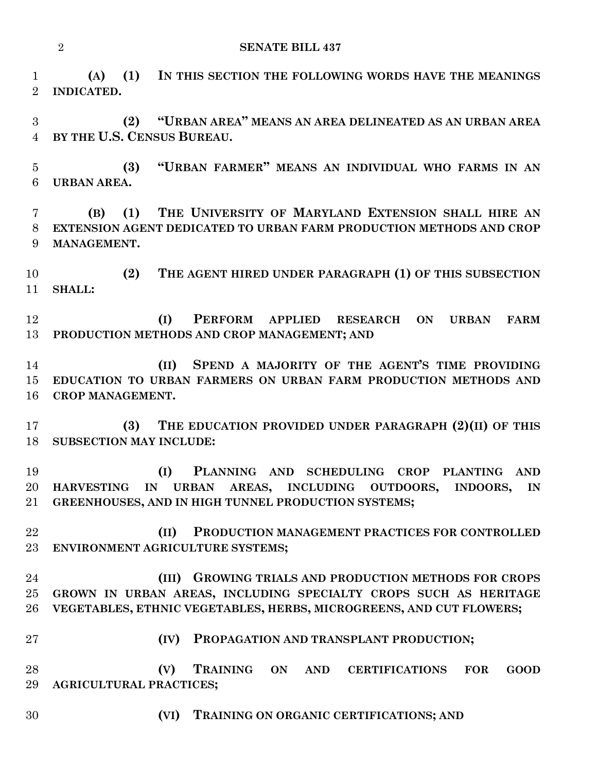**(A) (1) IN THIS SECTION THE FOLLOWING WORDS HAVE THE MEANINGS INDICATED.**

**(2) "URBAN AREA" MEANS AN AREA DELINEATED AS AN URBAN AREA BY THE U.S. CENSUS BUREAU.**

**(3) "URBAN FARMER" MEANS AN INDIVIDUAL WHO FARMS IN AN URBAN AREA.**

**(B) (1) THE UNIVERSITY OF MARYLAND EXTENSION SHALL HIRE AN EXTENSION AGENT DEDICATED TO URBAN FARM PRODUCTION METHODS AND CROP MANAGEMENT.**

**(2) THE AGENT HIRED UNDER PARAGRAPH (1) OF THIS SUBSECTION SHALL:**

**(I) PERFORM APPLIED RESEARCH ON URBAN FARM PRODUCTION METHODS AND CROP MANAGEMENT; AND**

**(II) SPEND A MAJORITY OF THE AGENT'S TIME PROVIDING EDUCATION TO URBAN FARMERS ON URBAN FARM PRODUCTION METHODS AND CROP MANAGEMENT.**

**(3) THE EDUCATION PROVIDED UNDER PARAGRAPH (2)(II) OF THIS SUBSECTION MAY INCLUDE:**

**(I) PLANNING AND SCHEDULING CROP PLANTING AND HARVESTING IN URBAN AREAS, INCLUDING OUTDOORS, INDOORS, IN GREENHOUSES, AND IN HIGH TUNNEL PRODUCTION SYSTEMS;**

**(II) PRODUCTION MANAGEMENT PRACTICES FOR CONTROLLED ENVIRONMENT AGRICULTURE SYSTEMS;**

**(III) GROWING TRIALS AND PRODUCTION METHODS FOR CROPS GROWN IN URBAN AREAS, INCLUDING SPECIALTY CROPS SUCH AS HERITAGE VEGETABLES, ETHNIC VEGETABLES, HERBS, MICROGREENS, AND CUT FLOWERS;**

**(IV) PROPAGATION AND TRANSPLANT PRODUCTION;**

**(V) TRAINING ON AND CERTIFICATIONS FOR GOOD AGRICULTURAL PRACTICES;**

**(VI) TRAINING ON ORGANIC CERTIFICATIONS; AND**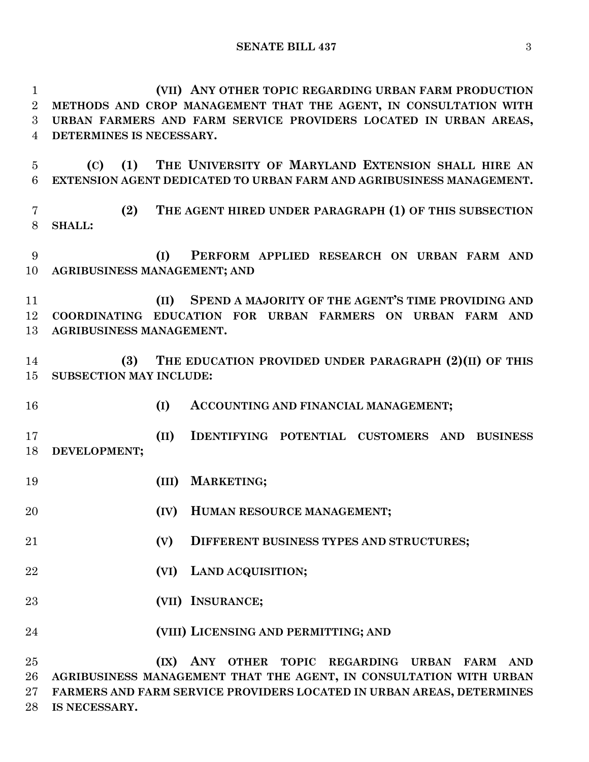**(VII) ANY OTHER TOPIC REGARDING URBAN FARM PRODUCTION METHODS AND CROP MANAGEMENT THAT THE AGENT, IN CONSULTATION WITH URBAN FARMERS AND FARM SERVICE PROVIDERS LOCATED IN URBAN AREAS, DETERMINES IS NECESSARY.**

**(C) (1) THE UNIVERSITY OF MARYLAND EXTENSION SHALL HIRE AN EXTENSION AGENT DEDICATED TO URBAN FARM AND AGRIBUSINESS MANAGEMENT.**

**(2) THE AGENT HIRED UNDER PARAGRAPH (1) OF THIS SUBSECTION SHALL:**

**(I) PERFORM APPLIED RESEARCH ON URBAN FARM AND AGRIBUSINESS MANAGEMENT; AND**

**(II) SPEND A MAJORITY OF THE AGENT'S TIME PROVIDING AND COORDINATING EDUCATION FOR URBAN FARMERS ON URBAN FARM AND AGRIBUSINESS MANAGEMENT.**

**(3) THE EDUCATION PROVIDED UNDER PARAGRAPH (2)(II) OF THIS SUBSECTION MAY INCLUDE:**

**(I) ACCOUNTING AND FINANCIAL MANAGEMENT;**

**(II) IDENTIFYING POTENTIAL CUSTOMERS AND BUSINESS DEVELOPMENT;**

**(III) MARKETING;**

**(IV) HUMAN RESOURCE MANAGEMENT;**

**(V) DIFFERENT BUSINESS TYPES AND STRUCTURES;**

**(VI) LAND ACQUISITION;**

**(VII) INSURANCE;**

**(VIII) LICENSING AND PERMITTING; AND**

**(IX) ANY OTHER TOPIC REGARDING URBAN FARM AND AGRIBUSINESS MANAGEMENT THAT THE AGENT, IN CONSULTATION WITH URBAN FARMERS AND FARM SERVICE PROVIDERS LOCATED IN URBAN AREAS, DETERMINES IS NECESSARY.**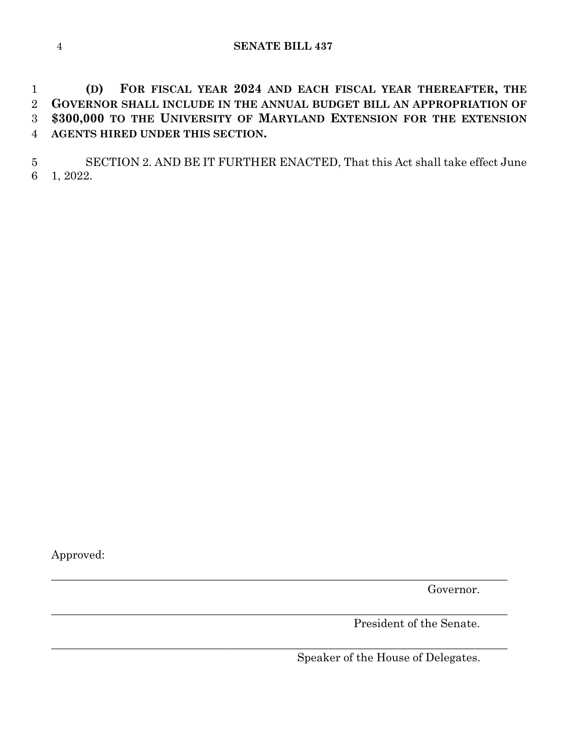**(D) FOR FISCAL YEAR 2024 AND EACH FISCAL YEAR THEREAFTER, THE GOVERNOR SHALL INCLUDE IN THE ANNUAL BUDGET BILL AN APPROPRIATION OF $300,000 TO THE UNIVERSITY OF MARYLAND EXTENSION FOR THE EXTENSION AGENTS HIRED UNDER THIS SECTION.**

SECTION 2. AND BE IT FURTHER ENACTED, That this Act shall take effect June 1, 2022.

Approved:

\_\_\_\_\_\_\_\_\_\_\_\_\_\_\_\_\_\_\_\_\_\_\_\_\_\_\_\_\_\_\_\_\_\_\_\_\_\_\_\_\_\_\_\_

Governor.

\_\_\_\_\_\_\_\_\_\_\_\_\_\_\_\_\_\_\_\_\_\_\_\_\_\_\_\_\_\_\_\_\_\_\_\_\_\_\_\_\_\_\_\_

President of the Senate.

\_\_\_\_\_\_\_\_\_\_\_\_\_\_\_\_\_\_\_\_\_\_\_\_\_\_\_\_\_\_\_\_\_\_\_\_\_\_\_\_\_\_\_\_

Speaker of the House of Delegates.